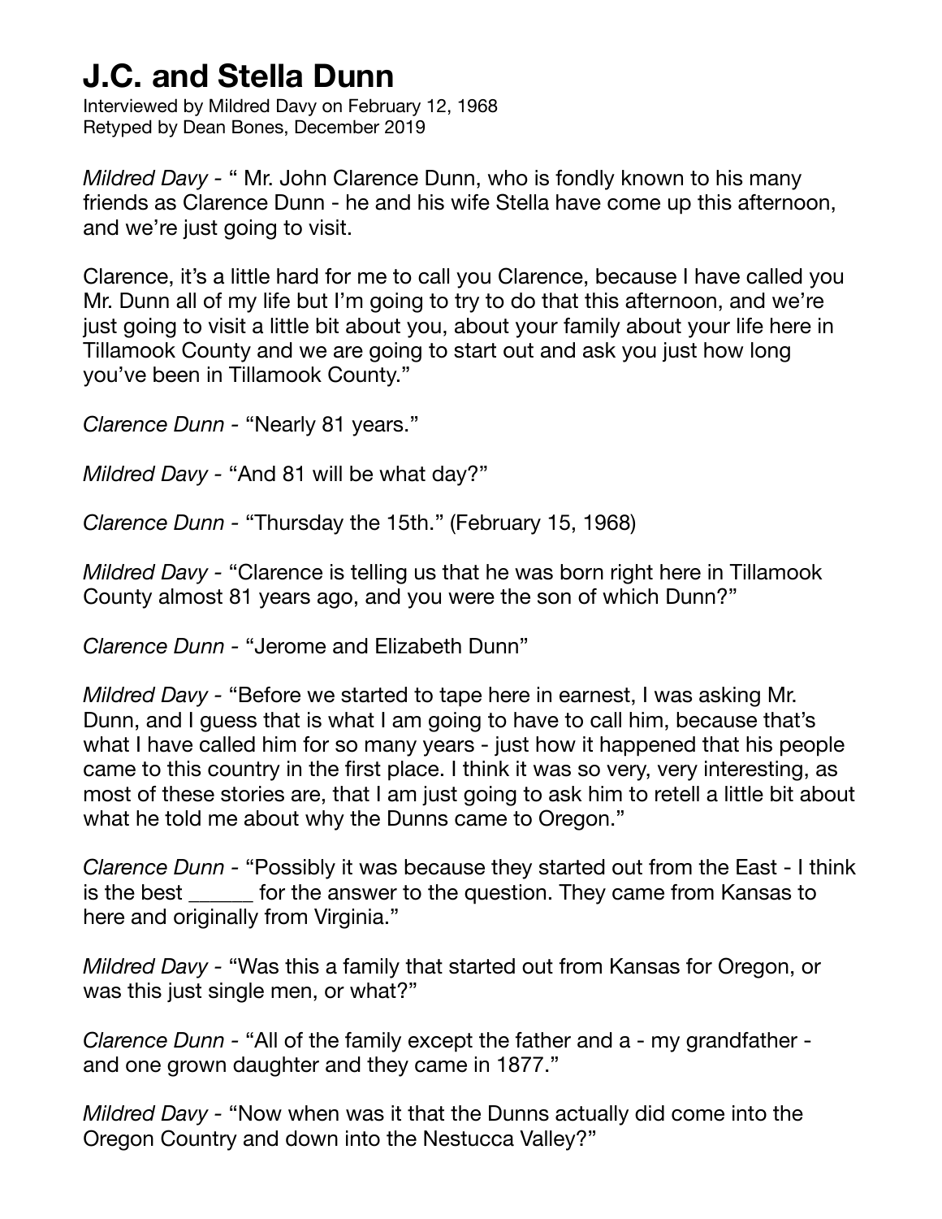# J.C. and Stella Dunn

Interviewed by Mildred Davy on February 12, 1968
Retyped by Dean Bones, December 2019

*Mildred Davy* - " Mr. John Clarence Dunn, who is fondly known to his many friends as Clarence Dunn - he and his wife Stella have come up this afternoon, and we're just going to visit.

Clarence, it's a little hard for me to call you Clarence, because I have called you Mr. Dunn all of my life but I'm going to try to do that this afternoon, and we're just going to visit a little bit about you, about your family about your life here in Tillamook County and we are going to start out and ask you just how long you've been in Tillamook County."

*Clarence Dunn* - "Nearly 81 years."

*Mildred Davy* - "And 81 will be what day?"

*Clarence Dunn* - "Thursday the 15th." (February 15, 1968)

*Mildred Davy* - "Clarence is telling us that he was born right here in Tillamook County almost 81 years ago, and you were the son of which Dunn?"

*Clarence Dunn* - "Jerome and Elizabeth Dunn"

*Mildred Davy* - "Before we started to tape here in earnest, I was asking Mr. Dunn, and I guess that is what I am going to have to call him, because that's what I have called him for so many years - just how it happened that his people came to this country in the first place. I think it was so very, very interesting, as most of these stories are, that I am just going to ask him to retell a little bit about what he told me about why the Dunns came to Oregon."

*Clarence Dunn* - "Possibly it was because they started out from the East - I think is the best ______ for the answer to the question. They came from Kansas to here and originally from Virginia."

*Mildred Davy* - "Was this a family that started out from Kansas for Oregon, or was this just single men, or what?"

*Clarence Dunn* - "All of the family except the father and a - my grandfather - and one grown daughter and they came in 1877."

*Mildred Davy* - "Now when was it that the Dunns actually did come into the Oregon Country and down into the Nestucca Valley?"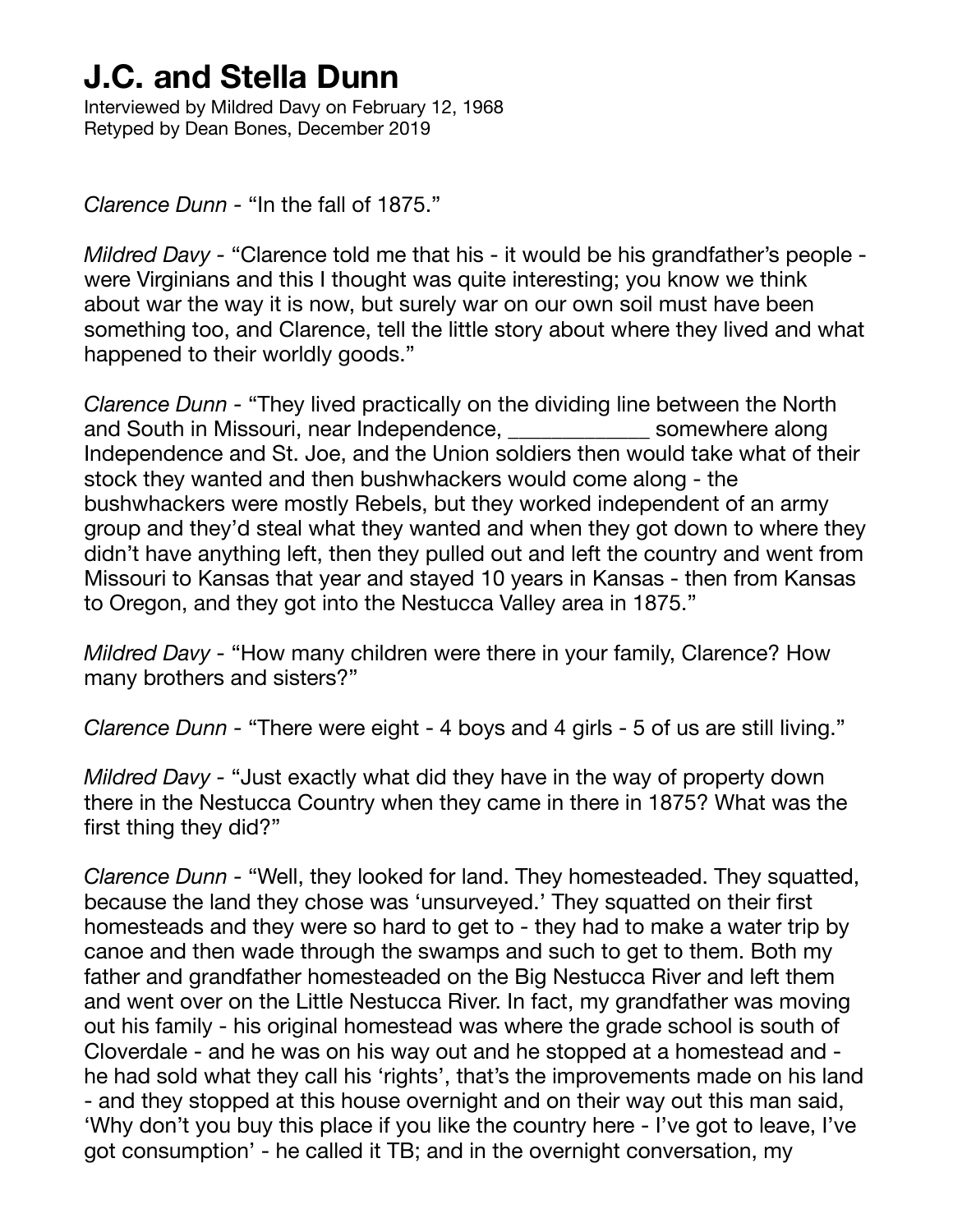# J.C. and Stella Dunn

Interviewed by Mildred Davy on February 12, 1968
Retyped by Dean Bones, December 2019

*Clarence Dunn* - "In the fall of 1875."

*Mildred Davy* - "Clarence told me that his - it would be his grandfather's people - were Virginians and this I thought was quite interesting; you know we think about war the way it is now, but surely war on our own soil must have been something too, and Clarence, tell the little story about where they lived and what happened to their worldly goods."

*Clarence Dunn* - "They lived practically on the dividing line between the North and South in Missouri, near Independence, ____________ somewhere along Independence and St. Joe, and the Union soldiers then would take what of their stock they wanted and then bushwhackers would come along - the bushwhackers were mostly Rebels, but they worked independent of an army group and they'd steal what they wanted and when they got down to where they didn't have anything left, then they pulled out and left the country and went from Missouri to Kansas that year and stayed 10 years in Kansas - then from Kansas to Oregon, and they got into the Nestucca Valley area in 1875."

*Mildred Davy* - "How many children were there in your family, Clarence? How many brothers and sisters?"

*Clarence Dunn* - "There were eight - 4 boys and 4 girls - 5 of us are still living."

*Mildred Davy* - "Just exactly what did they have in the way of property down there in the Nestucca Country when they came in there in 1875? What was the first thing they did?"

*Clarence Dunn* - "Well, they looked for land. They homesteaded. They squatted, because the land they chose was 'unsurveyed.' They squatted on their first homesteads and they were so hard to get to - they had to make a water trip by canoe and then wade through the swamps and such to get to them. Both my father and grandfather homesteaded on the Big Nestucca River and left them and went over on the Little Nestucca River. In fact, my grandfather was moving out his family - his original homestead was where the grade school is south of Cloverdale - and he was on his way out and he stopped at a homestead and - he had sold what they call his 'rights', that's the improvements made on his land - and they stopped at this house overnight and on their way out this man said, 'Why don't you buy this place if you like the country here - I've got to leave, I've got consumption' - he called it TB; and in the overnight conversation, my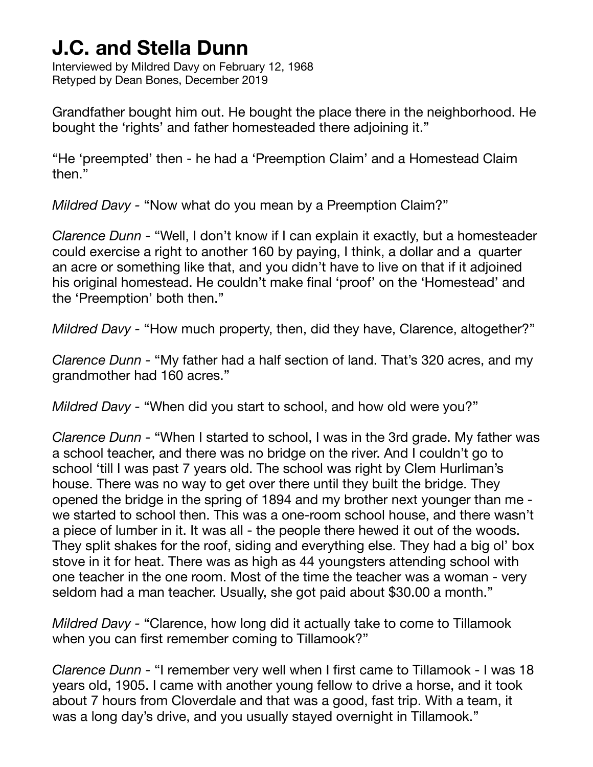# J.C. and Stella Dunn

Interviewed by Mildred Davy on February 12, 1968
Retyped by Dean Bones, December 2019

Grandfather bought him out. He bought the place there in the neighborhood. He bought the 'rights' and father homesteaded there adjoining it."

"He 'preempted' then - he had a 'Preemption Claim' and a Homestead Claim then."

*Mildred Davy* - "Now what do you mean by a Preemption Claim?"

*Clarence Dunn* - "Well, I don't know if I can explain it exactly, but a homesteader could exercise a right to another 160 by paying, I think, a dollar and a quarter an acre or something like that, and you didn't have to live on that if it adjoined his original homestead. He couldn't make final 'proof' on the 'Homestead' and the 'Preemption' both then."

*Mildred Davy* - "How much property, then, did they have, Clarence, altogether?"

*Clarence Dunn* - "My father had a half section of land. That's 320 acres, and my grandmother had 160 acres."

*Mildred Davy* - "When did you start to school, and how old were you?"

*Clarence Dunn* - "When I started to school, I was in the 3rd grade. My father was a school teacher, and there was no bridge on the river. And I couldn't go to school 'till I was past 7 years old. The school was right by Clem Hurliman's house. There was no way to get over there until they built the bridge. They opened the bridge in the spring of 1894 and my brother next younger than me - we started to school then. This was a one-room school house, and there wasn't a piece of lumber in it. It was all - the people there hewed it out of the woods. They split shakes for the roof, siding and everything else. They had a big ol' box stove in it for heat. There was as high as 44 youngsters attending school with one teacher in the one room. Most of the time the teacher was a woman - very seldom had a man teacher. Usually, she got paid about $30.00 a month."

*Mildred Davy* - "Clarence, how long did it actually take to come to Tillamook when you can first remember coming to Tillamook?"

*Clarence Dunn* - "I remember very well when I first came to Tillamook - I was 18 years old, 1905. I came with another young fellow to drive a horse, and it took about 7 hours from Cloverdale and that was a good, fast trip. With a team, it was a long day's drive, and you usually stayed overnight in Tillamook."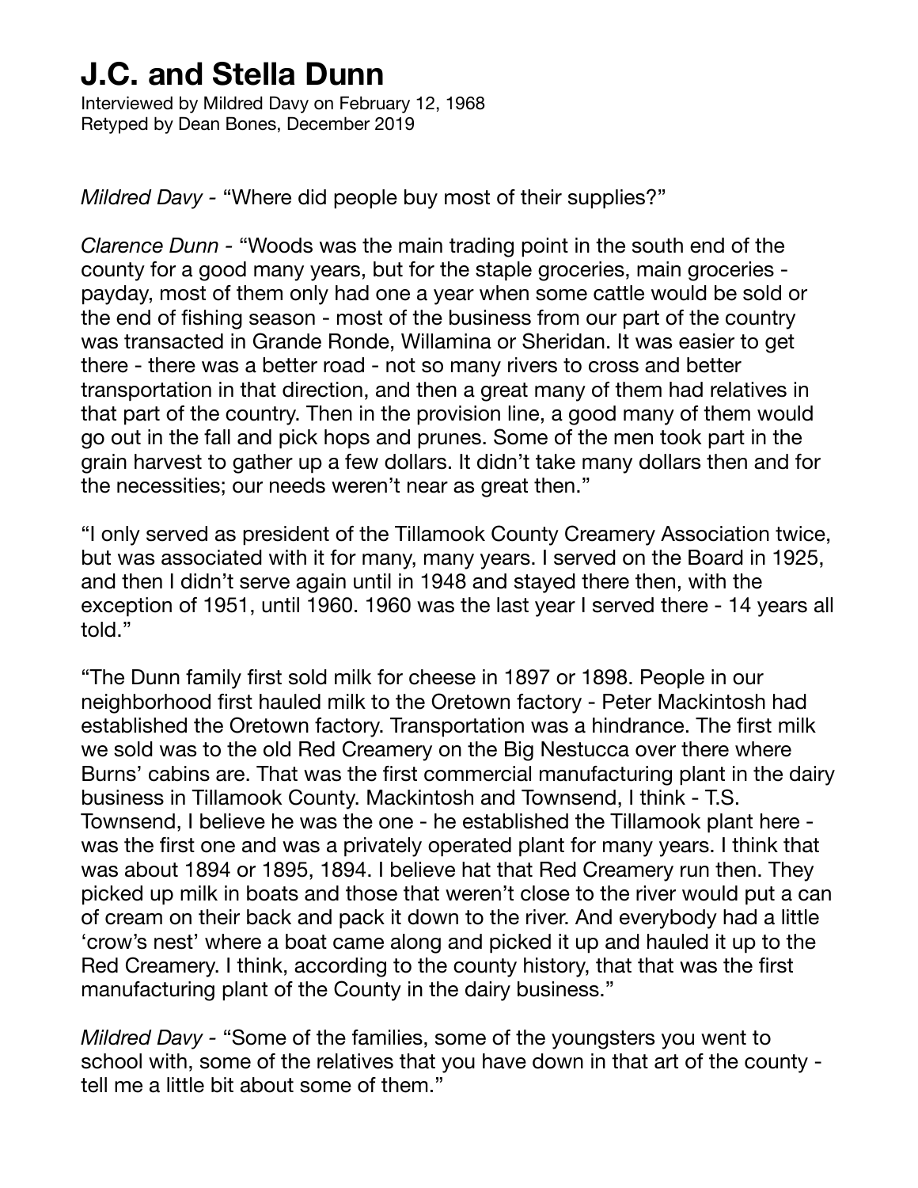# J.C. and Stella Dunn

Interviewed by Mildred Davy on February 12, 1968
Retyped by Dean Bones, December 2019

*Mildred Davy* - "Where did people buy most of their supplies?"

*Clarence Dunn* - "Woods was the main trading point in the south end of the county for a good many years, but for the staple groceries, main groceries - payday, most of them only had one a year when some cattle would be sold or the end of fishing season - most of the business from our part of the country was transacted in Grande Ronde, Willamina or Sheridan. It was easier to get there - there was a better road - not so many rivers to cross and better transportation in that direction, and then a great many of them had relatives in that part of the country. Then in the provision line, a good many of them would go out in the fall and pick hops and prunes. Some of the men took part in the grain harvest to gather up a few dollars. It didn't take many dollars then and for the necessities; our needs weren't near as great then."

"I only served as president of the Tillamook County Creamery Association twice, but was associated with it for many, many years. I served on the Board in 1925, and then I didn't serve again until in 1948 and stayed there then, with the exception of 1951, until 1960. 1960 was the last year I served there - 14 years all told."

"The Dunn family first sold milk for cheese in 1897 or 1898. People in our neighborhood first hauled milk to the Oretown factory - Peter Mackintosh had established the Oretown factory. Transportation was a hindrance. The first milk we sold was to the old Red Creamery on the Big Nestucca over there where Burns' cabins are. That was the first commercial manufacturing plant in the dairy business in Tillamook County. Mackintosh and Townsend, I think - T.S. Townsend, I believe he was the one - he established the Tillamook plant here - was the first one and was a privately operated plant for many years. I think that was about 1894 or 1895, 1894. I believe hat that Red Creamery run then. They picked up milk in boats and those that weren't close to the river would put a can of cream on their back and pack it down to the river. And everybody had a little 'crow's nest' where a boat came along and picked it up and hauled it up to the Red Creamery. I think, according to the county history, that that was the first manufacturing plant of the County in the dairy business."

*Mildred Davy* - "Some of the families, some of the youngsters you went to school with, some of the relatives that you have down in that art of the county - tell me a little bit about some of them."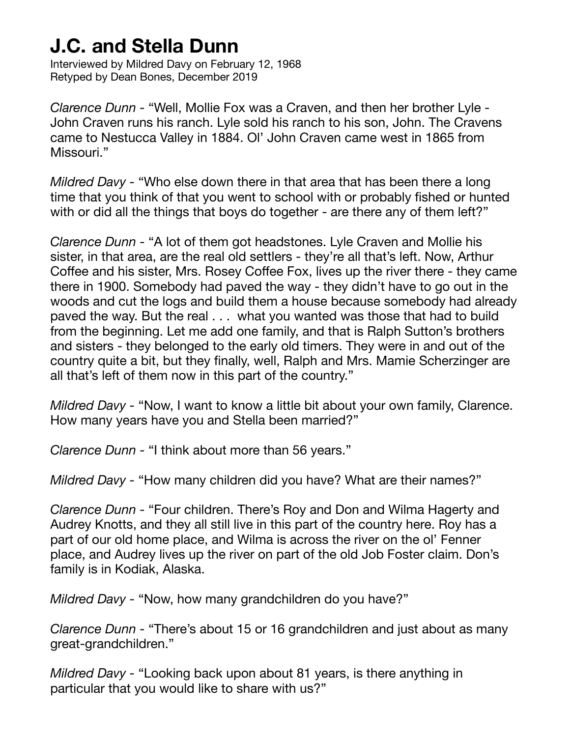# J.C. and Stella Dunn

Interviewed by Mildred Davy on February 12, 1968
Retyped by Dean Bones, December 2019

*Clarence Dunn* - "Well, Mollie Fox was a Craven, and then her brother Lyle - John Craven runs his ranch. Lyle sold his ranch to his son, John. The Cravens came to Nestucca Valley in 1884. Ol' John Craven came west in 1865 from Missouri."

*Mildred Davy* - "Who else down there in that area that has been there a long time that you think of that you went to school with or probably fished or hunted with or did all the things that boys do together - are there any of them left?"

*Clarence Dunn* - "A lot of them got headstones. Lyle Craven and Mollie his sister, in that area, are the real old settlers - they're all that's left. Now, Arthur Coffee and his sister, Mrs. Rosey Coffee Fox, lives up the river there - they came there in 1900. Somebody had paved the way - they didn't have to go out in the woods and cut the logs and build them a house because somebody had already paved the way. But the real . . . what you wanted was those that had to build from the beginning. Let me add one family, and that is Ralph Sutton's brothers and sisters - they belonged to the early old timers. They were in and out of the country quite a bit, but they finally, well, Ralph and Mrs. Mamie Scherzinger are all that's left of them now in this part of the country."

*Mildred Davy* - "Now, I want to know a little bit about your own family, Clarence. How many years have you and Stella been married?"

*Clarence Dunn* - "I think about more than 56 years."

*Mildred Davy* - "How many children did you have? What are their names?"

*Clarence Dunn* - "Four children. There's Roy and Don and Wilma Hagerty and Audrey Knotts, and they all still live in this part of the country here. Roy has a part of our old home place, and Wilma is across the river on the ol' Fenner place, and Audrey lives up the river on part of the old Job Foster claim. Don's family is in Kodiak, Alaska.

*Mildred Davy* - "Now, how many grandchildren do you have?"

*Clarence Dunn* - "There's about 15 or 16 grandchildren and just about as many great-grandchildren."

*Mildred Davy* - "Looking back upon about 81 years, is there anything in particular that you would like to share with us?"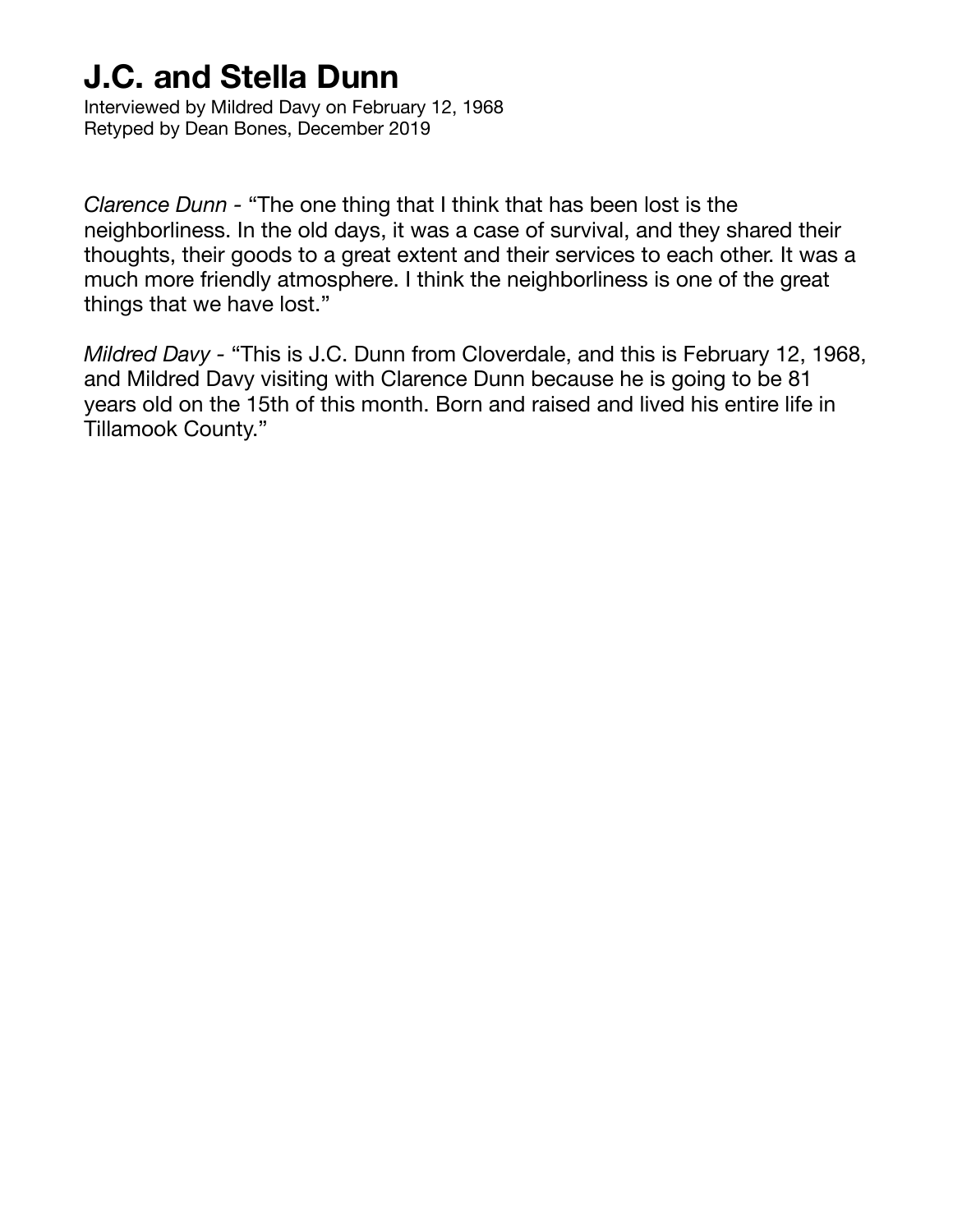# J.C. and Stella Dunn

Interviewed by Mildred Davy on February 12, 1968
Retyped by Dean Bones, December 2019

*Clarence Dunn* - "The one thing that I think that has been lost is the neighborliness. In the old days, it was a case of survival, and they shared their thoughts, their goods to a great extent and their services to each other. It was a much more friendly atmosphere. I think the neighborliness is one of the great things that we have lost."

*Mildred Davy* - "This is J.C. Dunn from Cloverdale, and this is February 12, 1968, and Mildred Davy visiting with Clarence Dunn because he is going to be 81 years old on the 15th of this month. Born and raised and lived his entire life in Tillamook County."